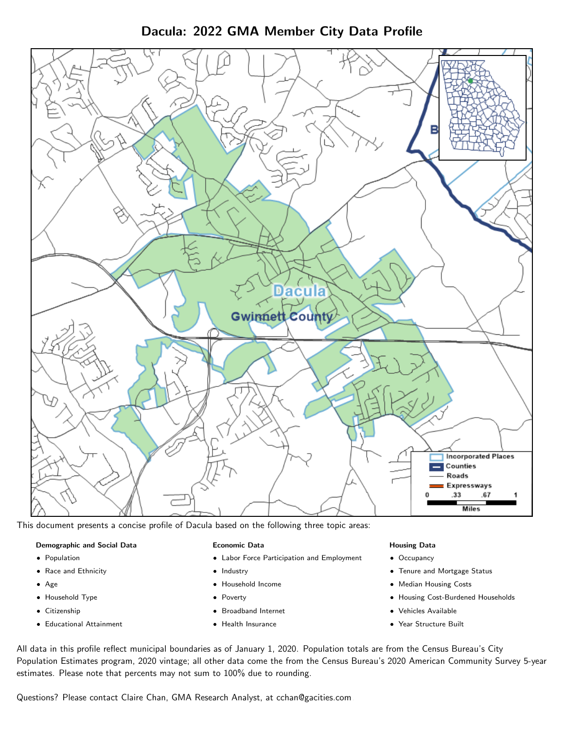# Dacula: 2022 GMA Member City Data Profile

This document presents a concise profile of Dacula based on the following three topic areas:

**Demographic and Social Data**

- Population
- Race and Ethnicity
- Age
- Household Type
- Citizenship
- Educational Attainment

**Economic Data**

- Labor Force Participation and Employment
- Industry
- Household Income
- Poverty
- Broadband Internet
- Health Insurance

**Housing Data**

- Occupancy
- Tenure and Mortgage Status
- Median Housing Costs
- Housing Cost-Burdened Households
- Vehicles Available
- Year Structure Built

All data in this profile reflect municipal boundaries as of January 1, 2020. Population totals are from the Census Bureau's City Population Estimates program, 2020 vintage; all other data come the from the Census Bureau's 2020 American Community Survey 5-year estimates. Please note that percents may not sum to 100% due to rounding.

Questions? Please contact Claire Chan, GMA Research Analyst, at cchan@gacities.com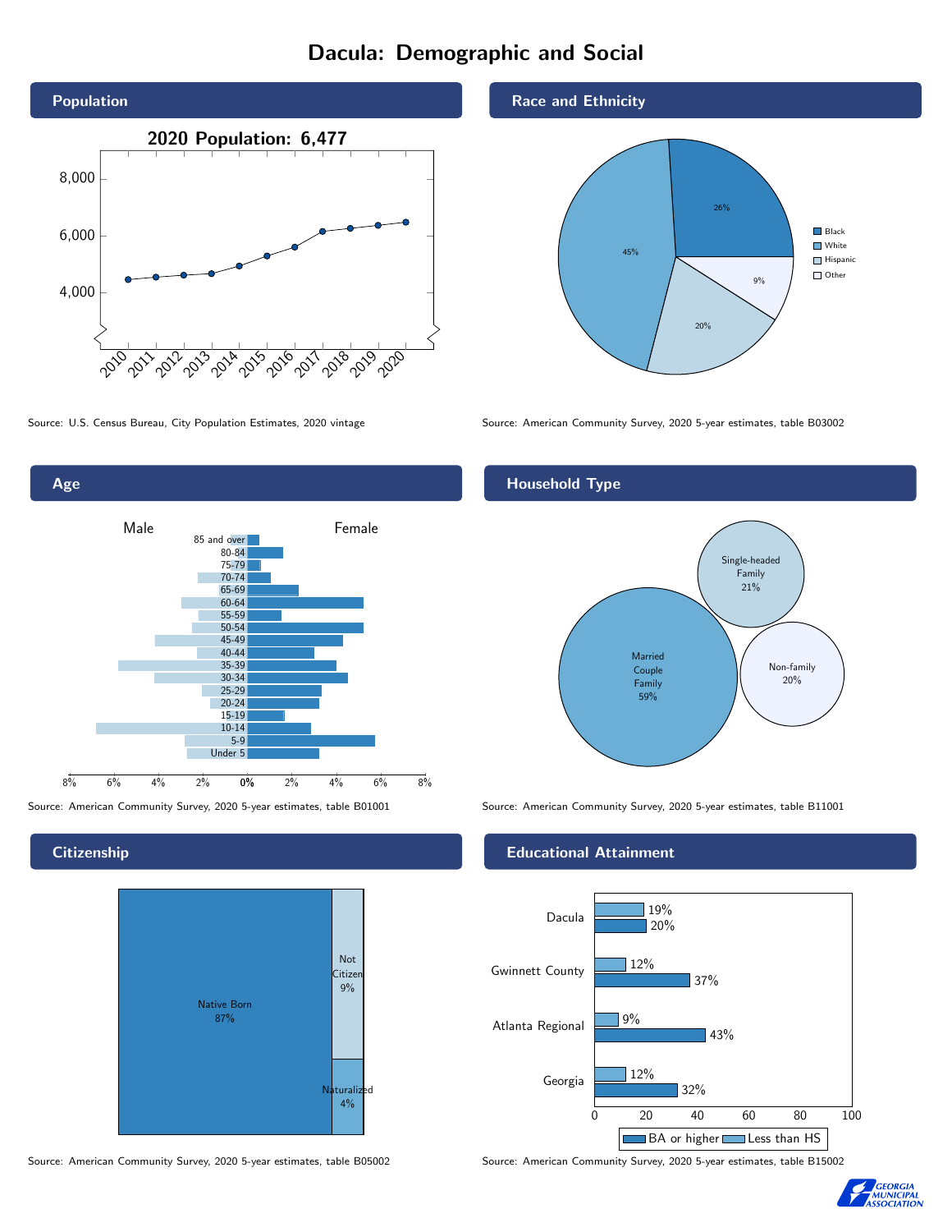# Dacula: Demographic and Social

## Population

2020 Population: 6,477

8,000
6,000
4,000

2010 2011 2012 2013 2014 2015 2016 2017 2018 2019 2020

Source: U.S. Census Bureau, City Population Estimates, 2020 vintage

## Race and Ethnicity

26%
45%
9%
20%

Black
White
Hispanic
Other

Source: American Community Survey, 2020 5-year estimates, table B03002

## Age

Male
Female

85 and over
80-84
75-79
70-74
65-69
60-64
55-59
50-54
45-49
40-44
35-39
30-34
25-29
20-24
15-19
10-14
5-9
Under 5

8% 6% 4% 2% 0% 2% 4% 6% 8%

Source: American Community Survey, 2020 5-year estimates, table B01001

## Household Type

Single-headed Family 21%
Married Couple Family 59%
Non-family 20%

Source: American Community Survey, 2020 5-year estimates, table B11001

## Citizenship

Native Born 87%
Not Citizen 9%
Naturalized 4%

Source: American Community Survey, 2020 5-year estimates, table B05002

## Educational Attainment

Dacula: 19%, 20%
Gwinnett County: 12%, 37%
Atlanta Regional: 9%, 43%
Georgia: 12%, 32%

0 20 40 60 80 100

BA or higher
Less than HS

Source: American Community Survey, 2020 5-year estimates, table B15002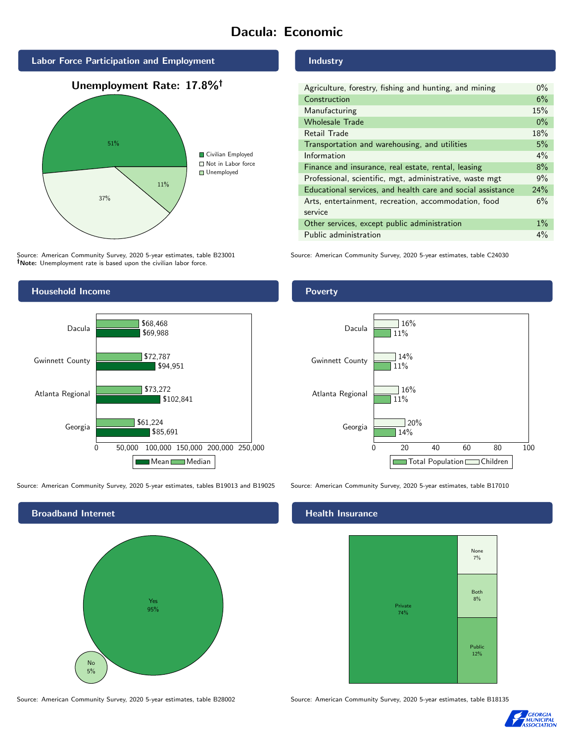# Dacula: Economic

## Labor Force Participation and Employment

**Unemployment Rate: 17.8%†**

51%
37%
11%

Civilian Employed
Not in Labor force
Unemployed

Source: American Community Survey, 2020 5-year estimates, table B23001
**†Note:** Unemployment rate is based upon the civilian labor force.

## Industry

| | |
|---|---|
| Agriculture, forestry, fishing and hunting, and mining | 0% |
| Construction | 6% |
| Manufacturing | 15% |
| Wholesale Trade | 0% |
| Retail Trade | 18% |
| Transportation and warehousing, and utilities | 5% |
| Information | 4% |
| Finance and insurance, real estate, rental, leasing | 8% |
| Professional, scientific, mgt, administrative, waste mgt | 9% |
| Educational services, and health care and social assistance | 24% |
| Arts, entertainment, recreation, accommodation, food service | 6% |
| Other services, except public administration | 1% |
| Public administration | 4% |

Source: American Community Survey, 2020 5-year estimates, table C24030

## Household Income

Dacula
$68,468
$69,988

Gwinnett County
$72,787
$94,951

Atlanta Regional
$73,272
$102,841

Georgia
$61,224
$85,691

0 50,000 100,000 150,000 200,000 250,000

Mean Median

Source: American Community Survey, 2020 5-year estimates, tables B19013 and B19025

## Poverty

Dacula
16%
11%

Gwinnett County
14%
11%

Atlanta Regional
16%
11%

Georgia
20%
14%

0 20 40 60 80 100

Total Population Children

Source: American Community Survey, 2020 5-year estimates, table B17010

## Broadband Internet

Yes
95%

No
5%

Source: American Community Survey, 2020 5-year estimates, table B28002

## Health Insurance

Private
74%

None
7%

Both
8%

Public
12%

Source: American Community Survey, 2020 5-year estimates, table B18135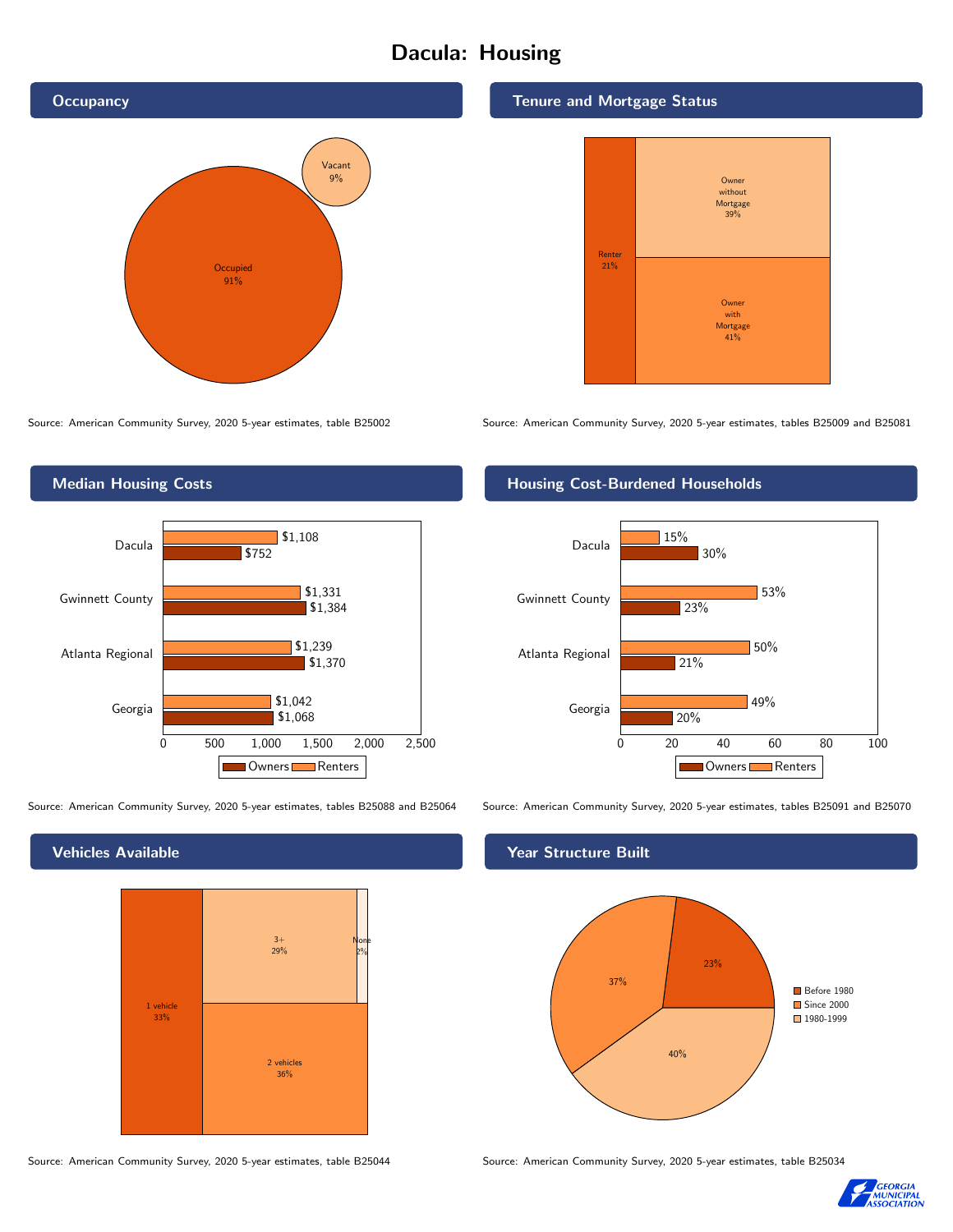# Dacula: Housing

## Occupancy

Vacant
9%

Occupied
91%

Source: American Community Survey, 2020 5-year estimates, table B25002

## Tenure and Mortgage Status

Renter
21%

Owner
without
Mortgage
39%

Owner
with
Mortgage
41%

Source: American Community Survey, 2020 5-year estimates, tables B25009 and B25081

## Median Housing Costs

Dacula
$1,108
$752

Gwinnett County
$1,331
$1,384

Atlanta Regional
$1,239
$1,370

Georgia
$1,042
$1,068

0 500 1,000 1,500 2,000 2,500

Owners Renters

Source: American Community Survey, 2020 5-year estimates, tables B25088 and B25064

## Housing Cost-Burdened Households

Dacula
15%
30%

Gwinnett County
53%
23%

Atlanta Regional
50%
21%

Georgia
49%
20%

0 20 40 60 80 100

Owners Renters

Source: American Community Survey, 2020 5-year estimates, tables B25091 and B25070

## Vehicles Available

1 vehicle
33%

3+
29%

None
2%

2 vehicles
36%

Source: American Community Survey, 2020 5-year estimates, table B25044

## Year Structure Built

23%
37%
40%

Before 1980
Since 2000
1980-1999

Source: American Community Survey, 2020 5-year estimates, table B25034